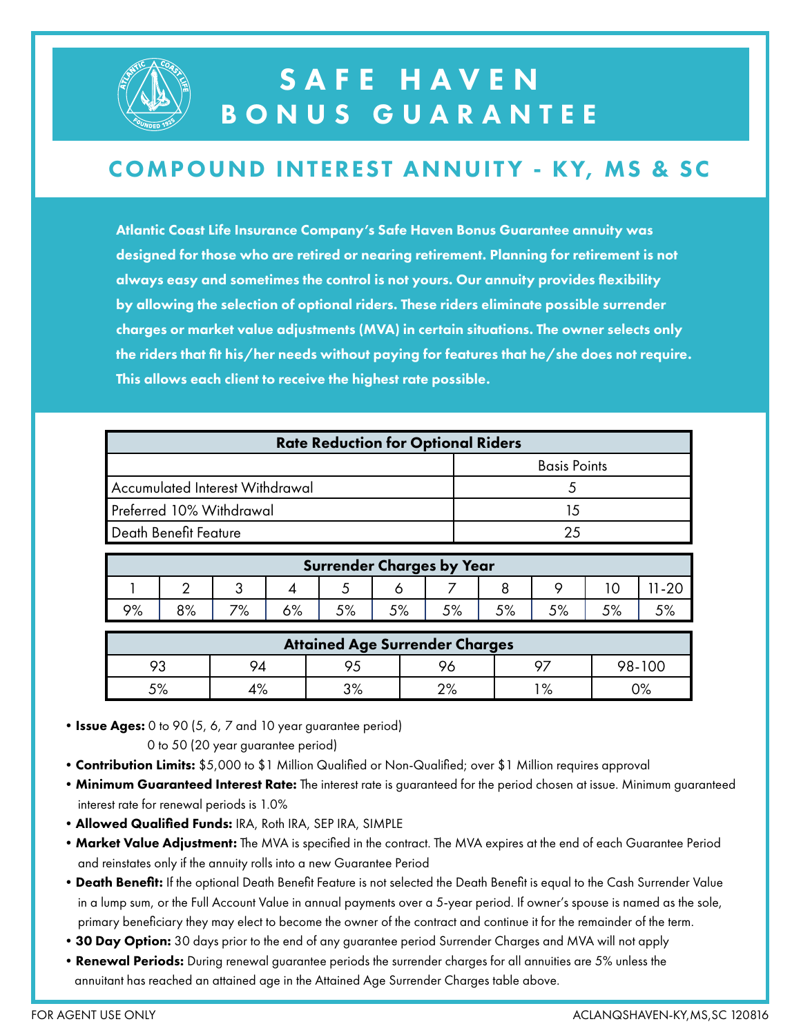# SAFE HAVEN BONUS GUARANTEE

## COMPOUND INTEREST ANNUITY - KY, MS & SC

**Atlantic Coast Life Insurance Company's Safe Haven Bonus Guarantee annuity was designed for those who are retired or nearing retirement. Planning for retirement is not always easy and sometimes the control is not yours. Our annuity provides flexibility by allowing the selection of optional riders. These riders eliminate possible surrender charges or market value adjustments (MVA) in certain situations. The owner selects only the riders that fit his/her needs without paying for features that he/she does not require. This allows each client to receive the highest rate possible.**

| Rate Reduction for Optional Riders | |
|---|---|
| | Basis Points |
| Accumulated Interest Withdrawal | 5 |
| Preferred 10% Withdrawal | 15 |
| Death Benefit Feature | 25 |

| Surrender Charges by Year | | | | | | | | | | |
|---|---|---|---|---|---|---|---|---|---|---|
| 1 | 2 | 3 | 4 | 5 | 6 | 7 | 8 | 9 | 10 | 11-20 |
| 9% | 8% | 7% | 6% | 5% | 5% | 5% | 5% | 5% | 5% | 5% |

| Attained Age Surrender Charges | | | | | |
|---|---|---|---|---|---|
| 93 | 94 | 95 | 96 | 97 | 98-100 |
| 5% | 4% | 3% | 2% | 1% | 0% |

- **Issue Ages:** 0 to 90 (5, 6, 7 and 10 year guarantee period)
  0 to 50 (20 year guarantee period)
- **Contribution Limits:** $5,000 to $1 Million Qualified or Non-Qualified; over $1 Million requires approval
- **Minimum Guaranteed Interest Rate:** The interest rate is guaranteed for the period chosen at issue. Minimum guaranteed interest rate for renewal periods is 1.0%
- **Allowed Qualified Funds:** IRA, Roth IRA, SEP IRA, SIMPLE
- **Market Value Adjustment:** The MVA is specified in the contract. The MVA expires at the end of each Guarantee Period and reinstates only if the annuity rolls into a new Guarantee Period
- **Death Benefit:** If the optional Death Benefit Feature is not selected the Death Benefit is equal to the Cash Surrender Value in a lump sum, or the Full Account Value in annual payments over a 5-year period. If owner's spouse is named as the sole, primary beneficiary they may elect to become the owner of the contract and continue it for the remainder of the term.
- **30 Day Option:** 30 days prior to the end of any guarantee period Surrender Charges and MVA will not apply
- **Renewal Periods:** During renewal guarantee periods the surrender charges for all annuities are 5% unless the annuitant has reached an attained age in the Attained Age Surrender Charges table above.

FOR AGENT USE ONLY

ACLANQSHAVEN-KY,MS,SC 120816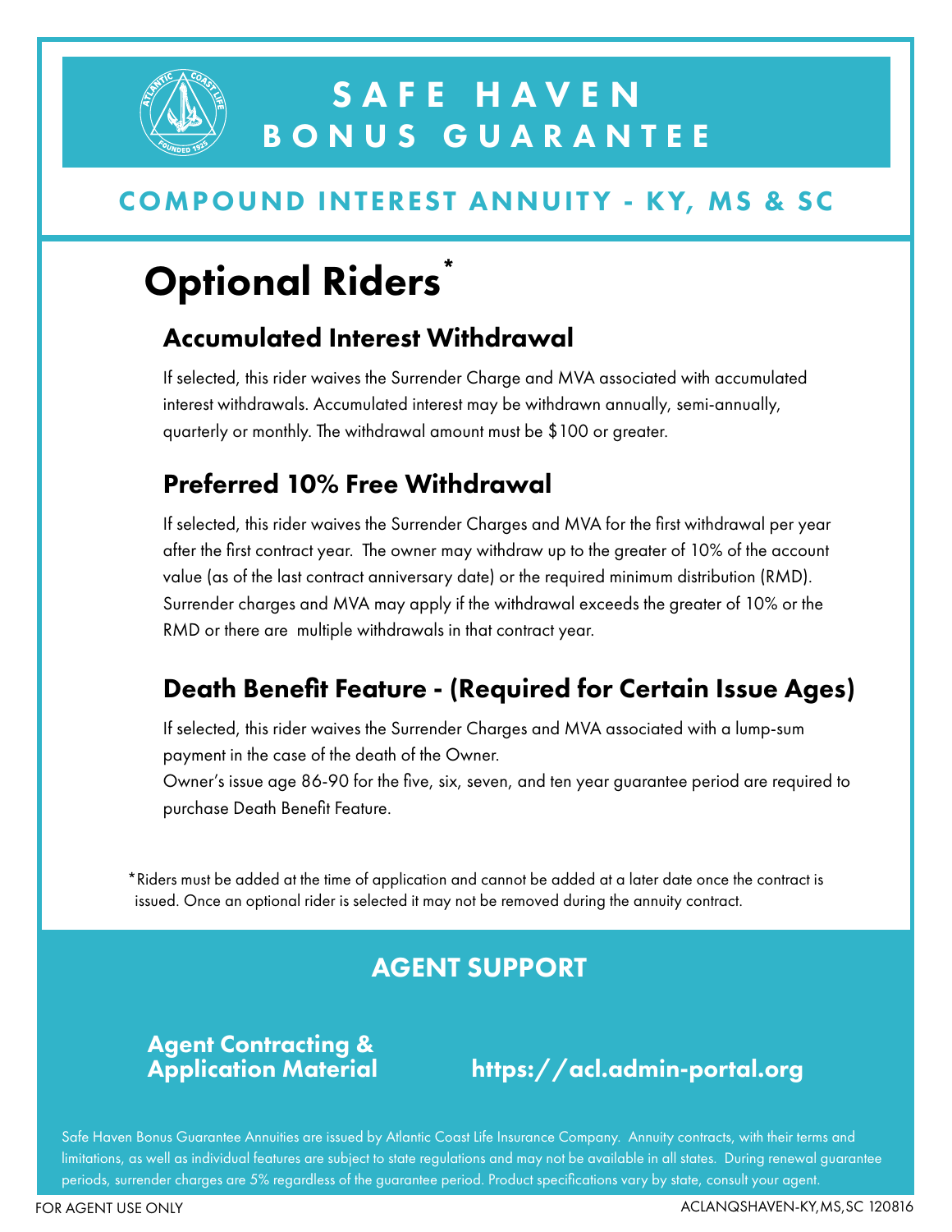# SAFE HAVEN BONUS GUARANTEE

## COMPOUND INTEREST ANNUITY - KY, MS & SC

# Optional Riders*

### Accumulated Interest Withdrawal

If selected, this rider waives the Surrender Charge and MVA associated with accumulated interest withdrawals. Accumulated interest may be withdrawn annually, semi-annually, quarterly or monthly. The withdrawal amount must be $100 or greater.

### Preferred 10% Free Withdrawal

If selected, this rider waives the Surrender Charges and MVA for the first withdrawal per year after the first contract year. The owner may withdraw up to the greater of 10% of the account value (as of the last contract anniversary date) or the required minimum distribution (RMD). Surrender charges and MVA may apply if the withdrawal exceeds the greater of 10% or the RMD or there are multiple withdrawals in that contract year.

### Death Benefit Feature - (Required for Certain Issue Ages)

If selected, this rider waives the Surrender Charges and MVA associated with a lump-sum payment in the case of the death of the Owner.
Owner's issue age 86-90 for the five, six, seven, and ten year guarantee period are required to purchase Death Benefit Feature.

*Riders must be added at the time of application and cannot be added at a later date once the contract is issued. Once an optional rider is selected it may not be removed during the annuity contract.

## AGENT SUPPORT

**Agent Contracting & Application Material** **https://acl.admin-portal.org**

Safe Haven Bonus Guarantee Annuities are issued by Atlantic Coast Life Insurance Company. Annuity contracts, with their terms and limitations, as well as individual features are subject to state regulations and may not be available in all states. During renewal guarantee periods, surrender charges are 5% regardless of the guarantee period. Product specifications vary by state, consult your agent.

FOR AGENT USE ONLY

ACLANQSHAVEN-KY,MS,SC 120816